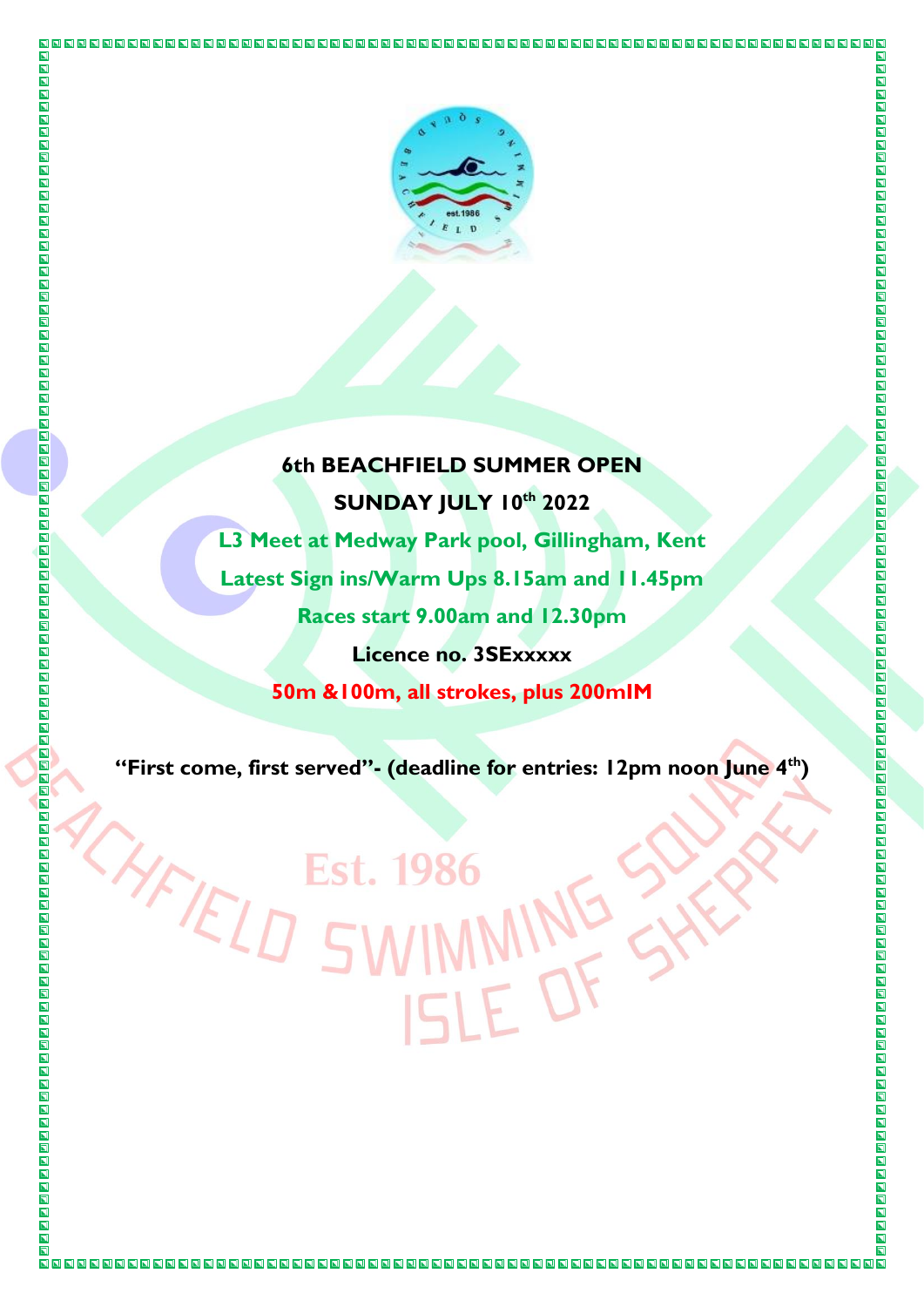# 6th BEACHFIELD SUMMER OPEN

## SUNDAY JULY 10th 2022

**L3 Meet at Medway Park pool, Gillingham, Kent**

**Latest Sign ins/Warm Ups 8.15am and 11.45pm**

**Races start 9.00am and 12.30pm**

**Licence no. 3SExxxxx**

**50m &100m, all strokes, plus 200mIM**

**"First come, first served"- (deadline for entries: 12pm noon June 4th)**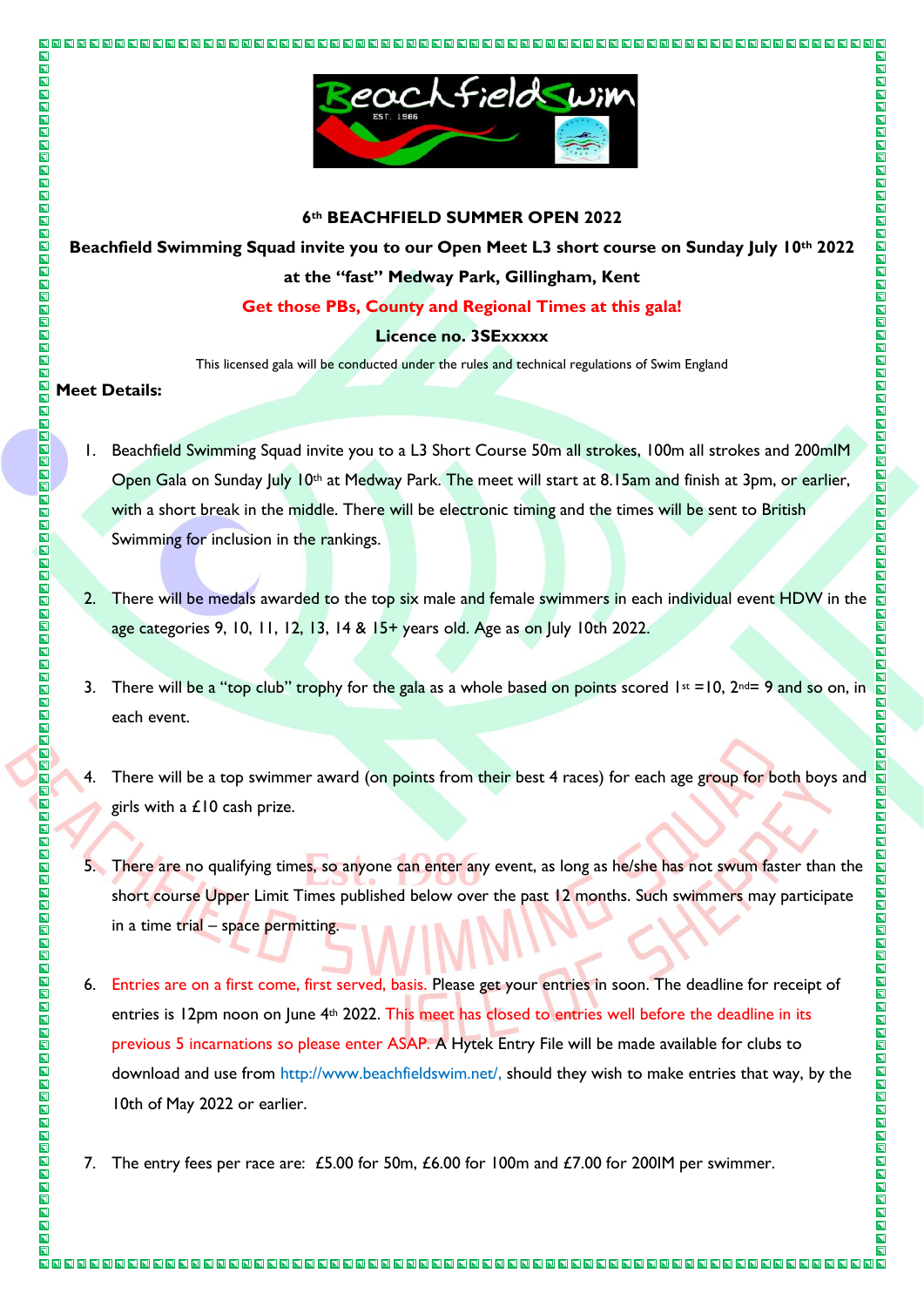**6th BEACHFIELD SUMMER OPEN 2022**

**Beachfield Swimming Squad invite you to our Open Meet L3 short course on Sunday July 10th 2022 at the "fast" Medway Park, Gillingham, Kent**

**Get those PBs, County and Regional Times at this gala!**

**Licence no. 3SExxxxx**

This licensed gala will be conducted under the rules and technical regulations of Swim England

**Meet Details:**

1. Beachfield Swimming Squad invite you to a L3 Short Course 50m all strokes, 100m all strokes and 200mIM Open Gala on Sunday July 10th at Medway Park. The meet will start at 8.15am and finish at 3pm, or earlier, with a short break in the middle. There will be electronic timing and the times will be sent to British Swimming for inclusion in the rankings.

2. There will be medals awarded to the top six male and female swimmers in each individual event HDW in the age categories 9, 10, 11, 12, 13, 14 & 15+ years old. Age as on July 10th 2022.

3. There will be a "top club" trophy for the gala as a whole based on points scored 1st =10, 2nd= 9 and so on, in each event.

4. There will be a top swimmer award (on points from their best 4 races) for each age group for both boys and girls with a £10 cash prize.

5. There are no qualifying times, so anyone can enter any event, as long as he/she has not swum faster than the short course Upper Limit Times published below over the past 12 months. Such swimmers may participate in a time trial – space permitting.

6. Entries are on a first come, first served, basis. Please get your entries in soon. The deadline for receipt of entries is 12pm noon on June 4th 2022. This meet has closed to entries well before the deadline in its previous 5 incarnations so please enter ASAP. A Hytek Entry File will be made available for clubs to download and use from http://www.beachfieldswim.net/, should they wish to make entries that way, by the 10th of May 2022 or earlier.

7. The entry fees per race are: £5.00 for 50m, £6.00 for 100m and £7.00 for 200IM per swimmer.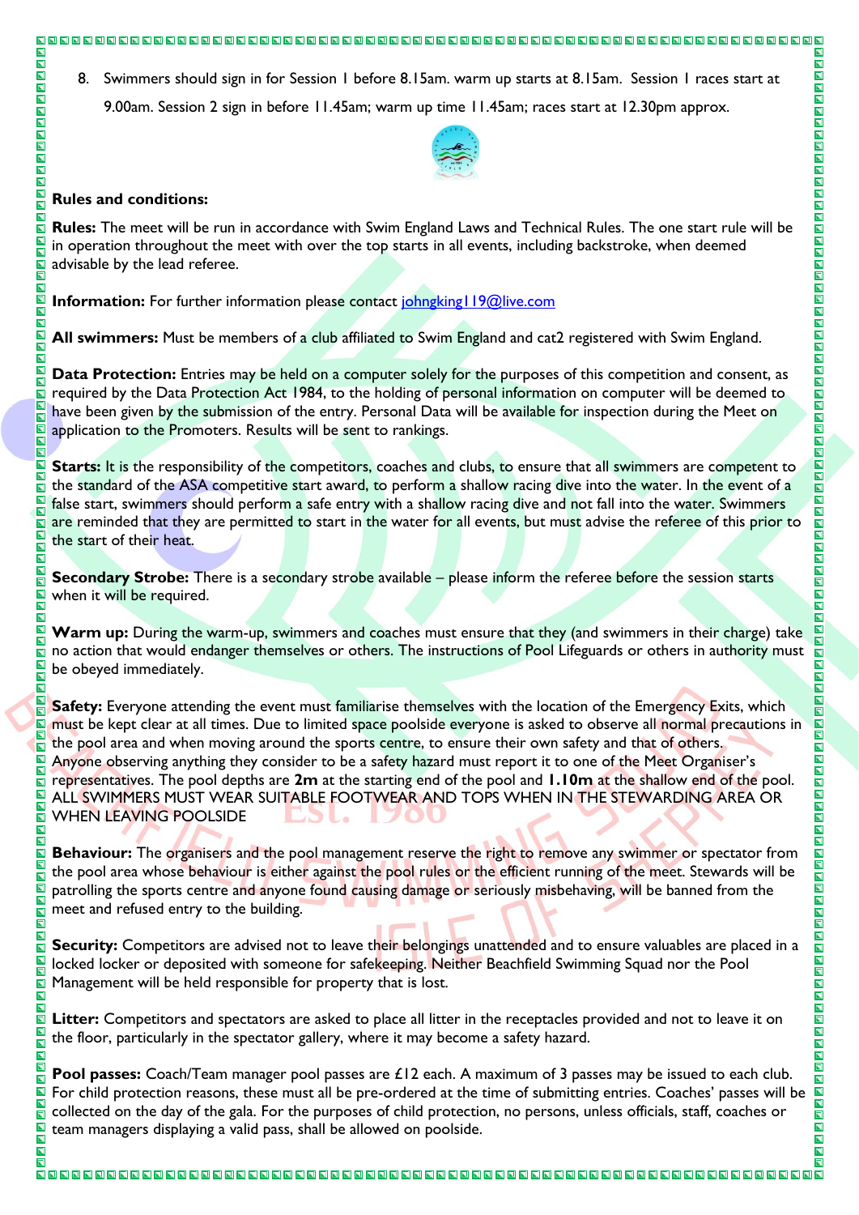8. Swimmers should sign in for Session 1 before 8.15am. warm up starts at 8.15am. Session 1 races start at 9.00am. Session 2 sign in before 11.45am; warm up time 11.45am; races start at 12.30pm approx.

**Rules and conditions:**

**Rules:** The meet will be run in accordance with Swim England Laws and Technical Rules. The one start rule will be in operation throughout the meet with over the top starts in all events, including backstroke, when deemed advisable by the lead referee.

**Information:** For further information please contact johngking119@live.com

**All swimmers:** Must be members of a club affiliated to Swim England and cat2 registered with Swim England.

**Data Protection:** Entries may be held on a computer solely for the purposes of this competition and consent, as required by the Data Protection Act 1984, to the holding of personal information on computer will be deemed to have been given by the submission of the entry. Personal Data will be available for inspection during the Meet on application to the Promoters. Results will be sent to rankings.

**Starts:** It is the responsibility of the competitors, coaches and clubs, to ensure that all swimmers are competent to the standard of the ASA competitive start award, to perform a shallow racing dive into the water. In the event of a false start, swimmers should perform a safe entry with a shallow racing dive and not fall into the water. Swimmers are reminded that they are permitted to start in the water for all events, but must advise the referee of this prior to the start of their heat.

**Secondary Strobe:** There is a secondary strobe available – please inform the referee before the session starts when it will be required.

**Warm up:** During the warm-up, swimmers and coaches must ensure that they (and swimmers in their charge) take no action that would endanger themselves or others. The instructions of Pool Lifeguards or others in authority must be obeyed immediately.

**Safety:** Everyone attending the event must familiarise themselves with the location of the Emergency Exits, which must be kept clear at all times. Due to limited space poolside everyone is asked to observe all normal precautions in the pool area and when moving around the sports centre, to ensure their own safety and that of others. Anyone observing anything they consider to be a safety hazard must report it to one of the Meet Organiser's representatives. The pool depths are **2m** at the starting end of the pool and **1.10m** at the shallow end of the pool. ALL SWIMMERS MUST WEAR SUITABLE FOOTWEAR AND TOPS WHEN IN THE STEWARDING AREA OR WHEN LEAVING POOLSIDE

**Behaviour:** The organisers and the pool management reserve the right to remove any swimmer or spectator from the pool area whose behaviour is either against the pool rules or the efficient running of the meet. Stewards will be patrolling the sports centre and anyone found causing damage or seriously misbehaving, will be banned from the meet and refused entry to the building.

**Security:** Competitors are advised not to leave their belongings unattended and to ensure valuables are placed in a locked locker or deposited with someone for safekeeping. Neither Beachfield Swimming Squad nor the Pool Management will be held responsible for property that is lost.

**Litter:** Competitors and spectators are asked to place all litter in the receptacles provided and not to leave it on the floor, particularly in the spectator gallery, where it may become a safety hazard.

**Pool passes:** Coach/Team manager pool passes are £12 each. A maximum of 3 passes may be issued to each club. For child protection reasons, these must all be pre-ordered at the time of submitting entries. Coaches' passes will be collected on the day of the gala. For the purposes of child protection, no persons, unless officials, staff, coaches or team managers displaying a valid pass, shall be allowed on poolside.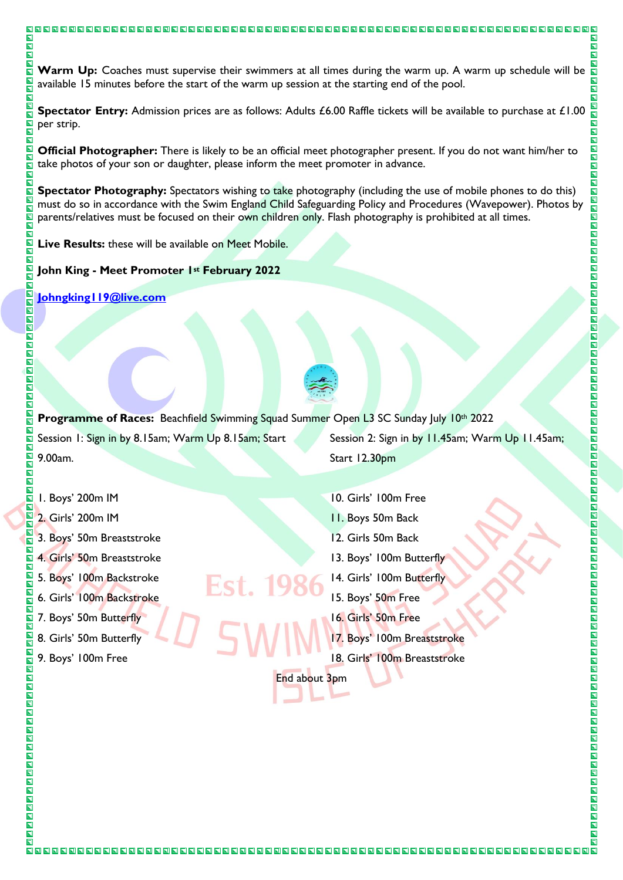**Warm Up:** Coaches must supervise their swimmers at all times during the warm up. A warm up schedule will be available 15 minutes before the start of the warm up session at the starting end of the pool.

**Spectator Entry:** Admission prices are as follows: Adults £6.00 Raffle tickets will be available to purchase at £1.00 per strip.

**Official Photographer:** There is likely to be an official meet photographer present. If you do not want him/her to take photos of your son or daughter, please inform the meet promoter in advance.

**Spectator Photography:** Spectators wishing to take photography (including the use of mobile phones to do this) must do so in accordance with the Swim England Child Safeguarding Policy and Procedures (Wavepower). Photos by parents/relatives must be focused on their own children only. Flash photography is prohibited at all times.

**Live Results:** these will be available on Meet Mobile.

**John King - Meet Promoter 1st February 2022**

[Johngking119@live.com](mailto:Johngking119@live.com)

**Programme of Races:** Beachfield Swimming Squad Summer Open L3 SC Sunday July 10th 2022

Session 1: Sign in by 8.15am; Warm Up 8.15am; Start 9.00am.

1. Boys' 200m IM
2. Girls' 200m IM
3. Boys' 50m Breaststroke
4. Girls' 50m Breaststroke
5. Boys' 100m Backstroke
6. Girls' 100m Backstroke
7. Boys' 50m Butterfly
8. Girls' 50m Butterfly
9. Boys' 100m Free

Session 2: Sign in by 11.45am; Warm Up 11.45am; Start 12.30pm

10. Girls' 100m Free
11. Boys 50m Back
12. Girls 50m Back
13. Boys' 100m Butterfly
14. Girls' 100m Butterfly
15. Boys' 50m Free
16. Girls' 50m Free
17. Boys' 100m Breaststroke
18. Girls' 100m Breaststroke

End about 3pm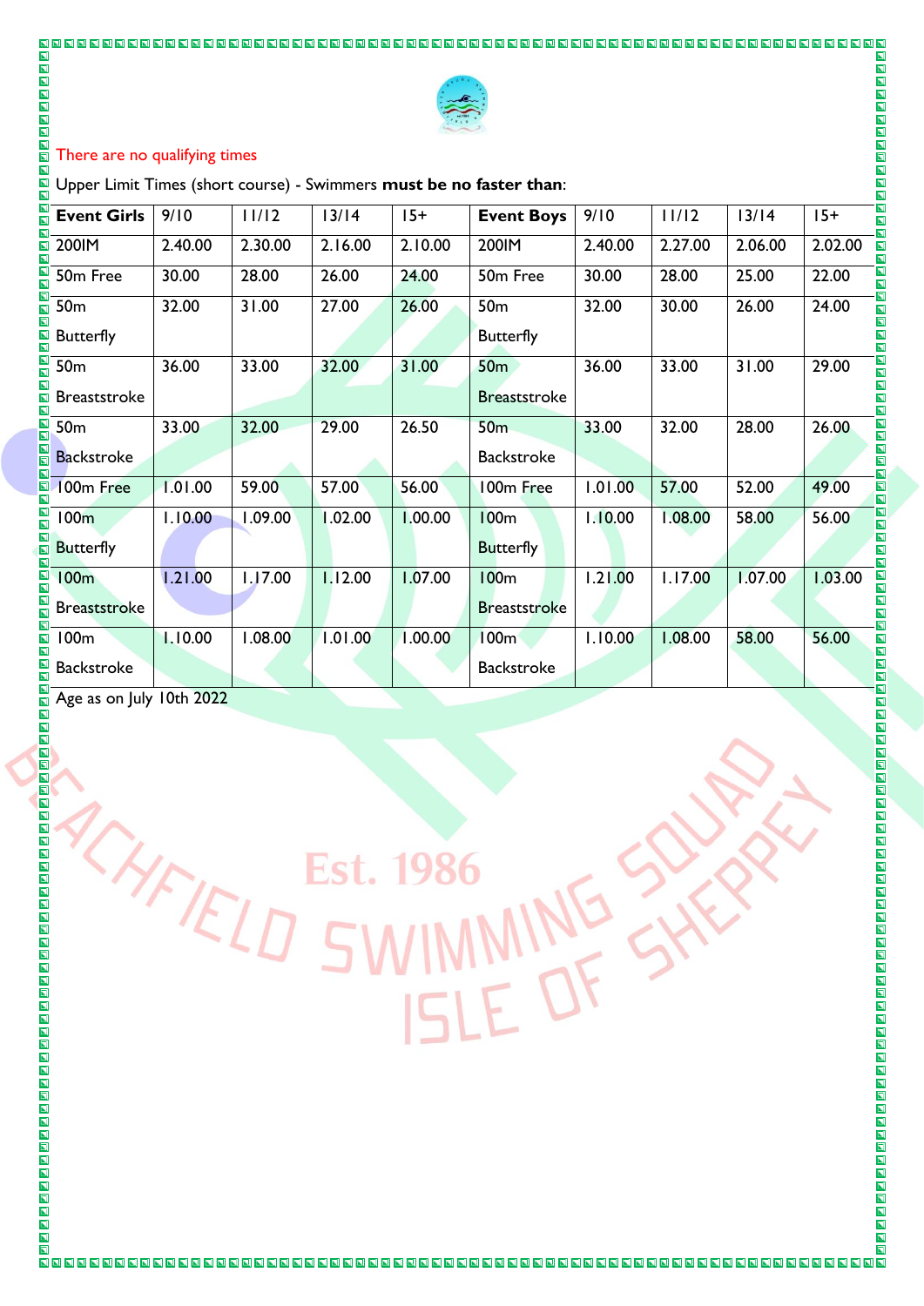There are no qualifying times

Upper Limit Times (short course) - Swimmers **must be no faster than**:

| Event Girls | 9/10 | 11/12 | 13/14 | 15+ | Event Boys | 9/10 | 11/12 | 13/14 | 15+ |
|---|---|---|---|---|---|---|---|---|---|
| 200IM | 2.40.00 | 2.30.00 | 2.16.00 | 2.10.00 | 200IM | 2.40.00 | 2.27.00 | 2.06.00 | 2.02.00 |
| 50m Free | 30.00 | 28.00 | 26.00 | 24.00 | 50m Free | 30.00 | 28.00 | 25.00 | 22.00 |
| 50m Butterfly | 32.00 | 31.00 | 27.00 | 26.00 | 50m Butterfly | 32.00 | 30.00 | 26.00 | 24.00 |
| 50m Breaststroke | 36.00 | 33.00 | 32.00 | 31.00 | 50m Breaststroke | 36.00 | 33.00 | 31.00 | 29.00 |
| 50m Backstroke | 33.00 | 32.00 | 29.00 | 26.50 | 50m Backstroke | 33.00 | 32.00 | 28.00 | 26.00 |
| 100m Free | 1.01.00 | 59.00 | 57.00 | 56.00 | 100m Free | 1.01.00 | 57.00 | 52.00 | 49.00 |
| 100m Butterfly | 1.10.00 | 1.09.00 | 1.02.00 | 1.00.00 | 100m Butterfly | 1.10.00 | 1.08.00 | 58.00 | 56.00 |
| 100m Breaststroke | 1.21.00 | 1.17.00 | 1.12.00 | 1.07.00 | 100m Breaststroke | 1.21.00 | 1.17.00 | 1.07.00 | 1.03.00 |
| 100m Backstroke | 1.10.00 | 1.08.00 | 1.01.00 | 1.00.00 | 100m Backstroke | 1.10.00 | 1.08.00 | 58.00 | 56.00 |

Age as on July 10th 2022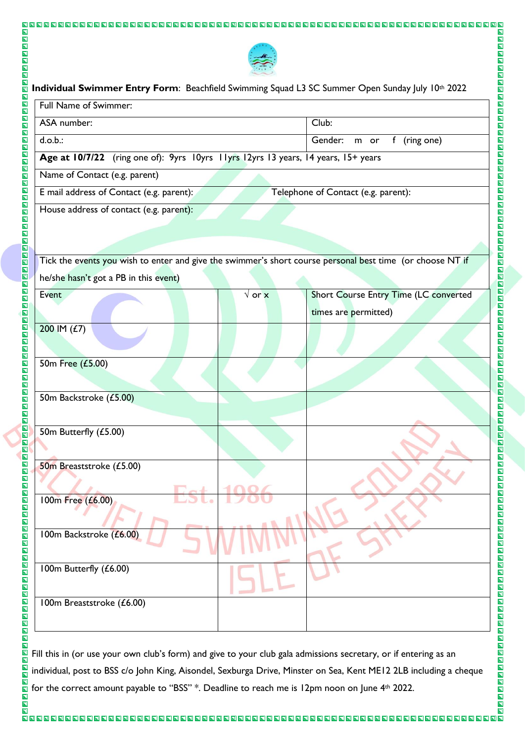**Individual Swimmer Entry Form**: Beachfield Swimming Squad L3 SC Summer Open Sunday July 10th 2022

| Full Name of Swimmer: | |
|---|---|
| ASA number: | Club: |
| d.o.b.: | Gender: m or f (ring one) |
| **Age at 10/7/22** (ring one of): 9yrs 10yrs 11yrs 12yrs 13 years, 14 years, 15+ years | |
| Name of Contact (e.g. parent) | |
| E mail address of Contact (e.g. parent): | Telephone of Contact (e.g. parent): |
| House address of contact (e.g. parent): | |

Tick the events you wish to enter and give the swimmer's short course personal best time (or choose NT if he/she hasn't got a PB in this event)

| Event | √ or x | Short Course Entry Time (LC converted times are permitted) |
|---|---|---|
| 200 IM (£7) | | |
| 50m Free (£5.00) | | |
| 50m Backstroke (£5.00) | | |
| 50m Butterfly (£5.00) | | |
| 50m Breaststroke (£5.00) | | |
| 100m Free (£6.00) | | |
| 100m Backstroke (£6.00) | | |
| 100m Butterfly (£6.00) | | |
| 100m Breaststroke (£6.00) | | |

Fill this in (or use your own club's form) and give to your club gala admissions secretary, or if entering as an individual, post to BSS c/o John King, Aisondel, Sexburga Drive, Minster on Sea, Kent ME12 2LB including a cheque for the correct amount payable to "BSS" *. Deadline to reach me is 12pm noon on June 4th 2022.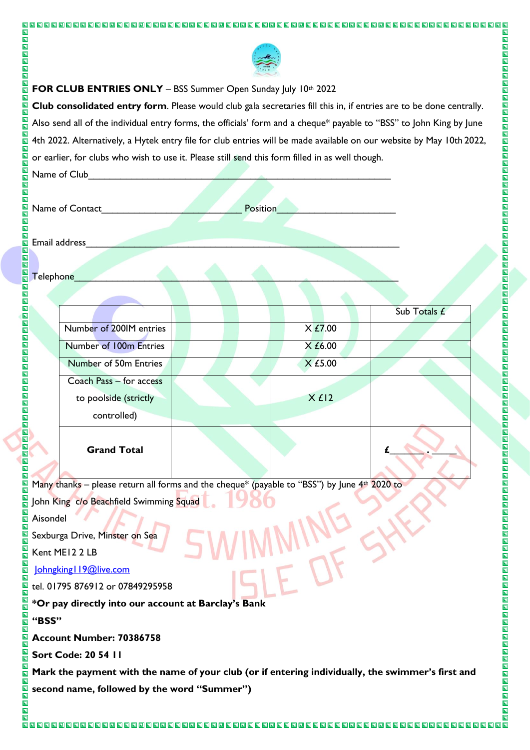**FOR CLUB ENTRIES ONLY** – BSS Summer Open Sunday July 10th 2022

**Club consolidated entry form**. Please would club gala secretaries fill this in, if entries are to be done centrally. Also send all of the individual entry forms, the officials' form and a cheque* payable to "BSS" to John King by June 4th 2022. Alternatively, a Hytek entry file for club entries will be made available on our website by May 10th 2022, or earlier, for clubs who wish to use it. Please still send this form filled in as well though.

Name of Club_______________________________________________

Name of Contact_________________________ Position____________________

Email address_______________________________________________

Telephone_______________________________________________

| | | | Sub Totals £ |
|---|---|---|---|
| Number of 200IM entries | | X £7.00 | |
| Number of 100m Entries | | X £6.00 | |
| Number of 50m Entries | | X £5.00 | |
| Coach Pass – for access to poolside (strictly controlled) | | X £12 | |
| **Grand Total** | | | £______ . _____ |

Many thanks – please return all forms and the cheque* (payable to "BSS") by June 4th 2020 to

John King c/o Beachfield Swimming Squad

Aisondel

Sexburga Drive, Minster on Sea

Kent ME12 2 LB

Johngking119@live.com

tel. 01795 876912 or 07849295958

**\*Or pay directly into our account at Barclay's Bank**

**"BSS"**

**Account Number: 70386758**

**Sort Code: 20 54 11**

**Mark the payment with the name of your club (or if entering individually, the swimmer's first and second name, followed by the word "Summer")**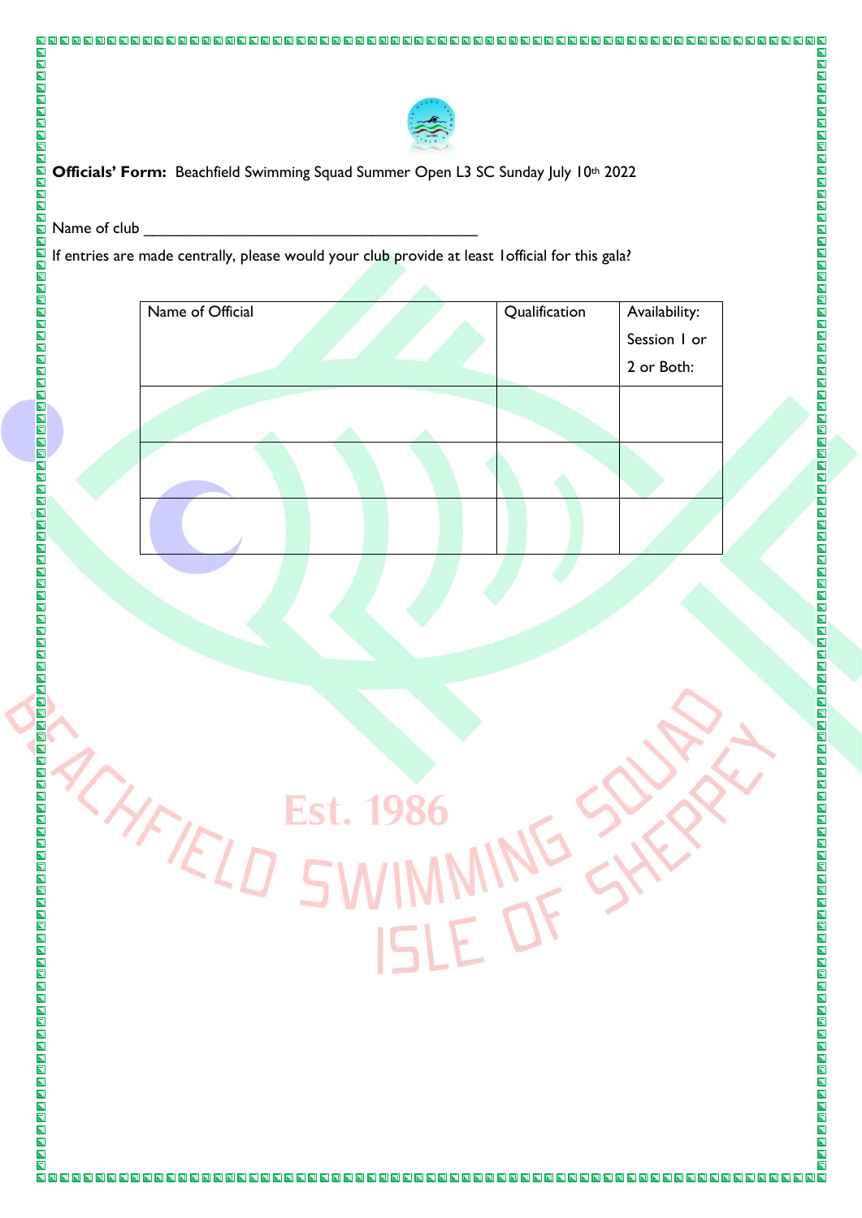**Officials' Form:** Beachfield Swimming Squad Summer Open L3 SC Sunday July 10th 2022

Name of club \_\_\_\_\_\_\_\_\_\_\_\_\_\_\_\_\_\_\_\_\_\_\_\_\_\_\_\_\_\_\_\_\_\_\_\_\_\_\_\_\_\_

If entries are made centrally, please would your club provide at least 1official for this gala?

| Name of Official | Qualification | Availability: Session 1 or 2 or Both: |
|---|---|---|
| | | |
| | | |
| | | |

Est. 1986

BEACHFIELD SWIMMING SQUAD ISLE OF SHEPPEY